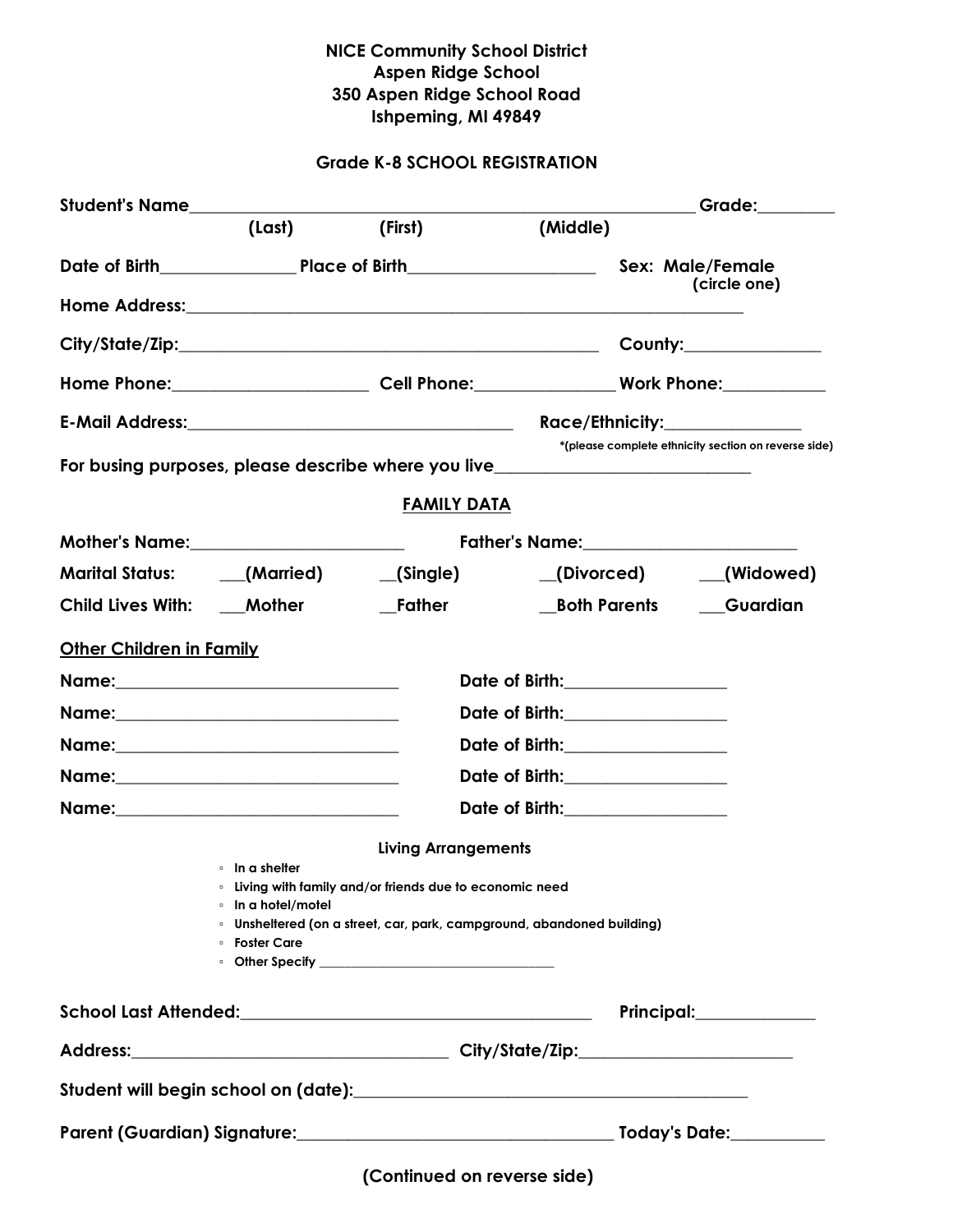**NICE Community School District**
**Aspen Ridge School**
**350 Aspen Ridge School Road**
**Ishpeming, MI 49849**

**Grade K-8 SCHOOL REGISTRATION**

**Student's Name**________________________________________________ **Grade:**________
**(Last)** **(First)** **(Middle)**

**Date of Birth**______________ **Place of Birth**____________________ **Sex: Male/Female (circle one)**

**Home Address:**_____________________________________________________

**City/State/Zip:**______________________________________ **County:**______________

**Home Phone:**____________________ **Cell Phone:**______________ **Work Phone:**__________

**E-Mail Address:**______________________________ **Race/Ethnicity:**______________
*(please complete ethnicity section on reverse side)

**For busing purposes, please describe where you live**__________________________

## FAMILY DATA

**Mother's Name:**______________________ **Father's Name:**______________________

**Marital Status:** ___(Married) __(Single) __(Divorced) ___(Widowed)

**Child Lives With:** ___Mother __Father __Both Parents ___Guardian

**Other Children in Family**

**Name:**____________________________ **Date of Birth:**________________

**Name:**____________________________ **Date of Birth:**________________

**Name:**____________________________ **Date of Birth:**________________

**Name:**____________________________ **Date of Birth:**________________

**Name:**____________________________ **Date of Birth:**________________

**Living Arrangements**

- In a shelter
- Living with family and/or friends due to economic need
- In a hotel/motel
- Unsheltered (on a street, car, park, campground, abandoned building)
- Foster Care
- Other Specify ______________________________

**School Last Attended:**____________________________________ **Principal:**____________

**Address:**_______________________________ **City/State/Zip:**______________________

**Student will begin school on (date):**________________________________________

**Parent (Guardian) Signature:**________________________________ **Today's Date:**_________

**(Continued on reverse side)**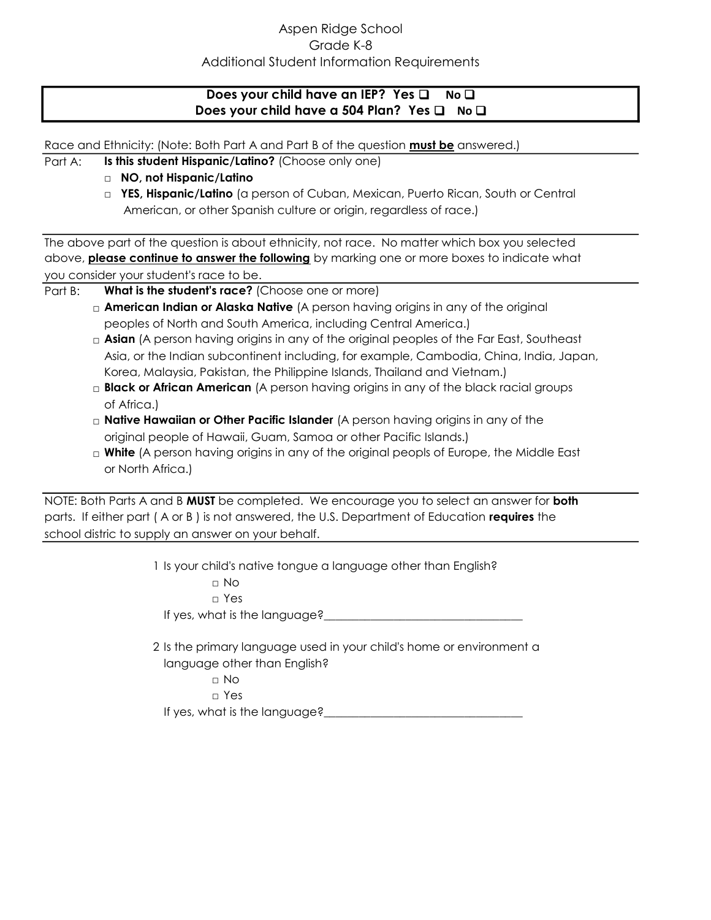# Aspen Ridge School
## Grade K-8
## Additional Student Information Requirements

**Does your child have an IEP? Yes ☐ No ☐**
**Does your child have a 504 Plan? Yes ☐ No ☐**

Race and Ethnicity: (Note: Both Part A and Part B of the question **must be** answered.)

Part A: **Is this student Hispanic/Latino?** (Choose only one)

- □ **NO, not Hispanic/Latino**
- □ **YES, Hispanic/Latino** (a person of Cuban, Mexican, Puerto Rican, South or Central American, or other Spanish culture or origin, regardless of race.)

The above part of the question is about ethnicity, not race. No matter which box you selected above, **please continue to answer the following** by marking one or more boxes to indicate what you consider your student's race to be.

Part B: **What is the student's race?** (Choose one or more)

- □ **American Indian or Alaska Native** (A person having origins in any of the original peoples of North and South America, including Central America.)
- □ **Asian** (A person having origins in any of the original peoples of the Far East, Southeast Asia, or the Indian subcontinent including, for example, Cambodia, China, India, Japan, Korea, Malaysia, Pakistan, the Philippine Islands, Thailand and Vietnam.)
- □ **Black or African American** (A person having origins in any of the black racial groups of Africa.)
- □ **Native Hawaiian or Other Pacific Islander** (A person having origins in any of the original people of Hawaii, Guam, Samoa or other Pacific Islands.)
- □ **White** (A person having origins in any of the original peopls of Europe, the Middle East or North Africa.)

NOTE: Both Parts A and B **MUST** be completed. We encourage you to select an answer for **both** parts. If either part ( A or B ) is not answered, the U.S. Department of Education **requires** the school distric to supply an answer on your behalf.

1 Is your child's native tongue a language other than English?

- □ No
- □ Yes

If yes, what is the language?___________________________________

2 Is the primary language used in your child's home or environment a language other than English?

- □ No
- □ Yes

If yes, what is the language?___________________________________